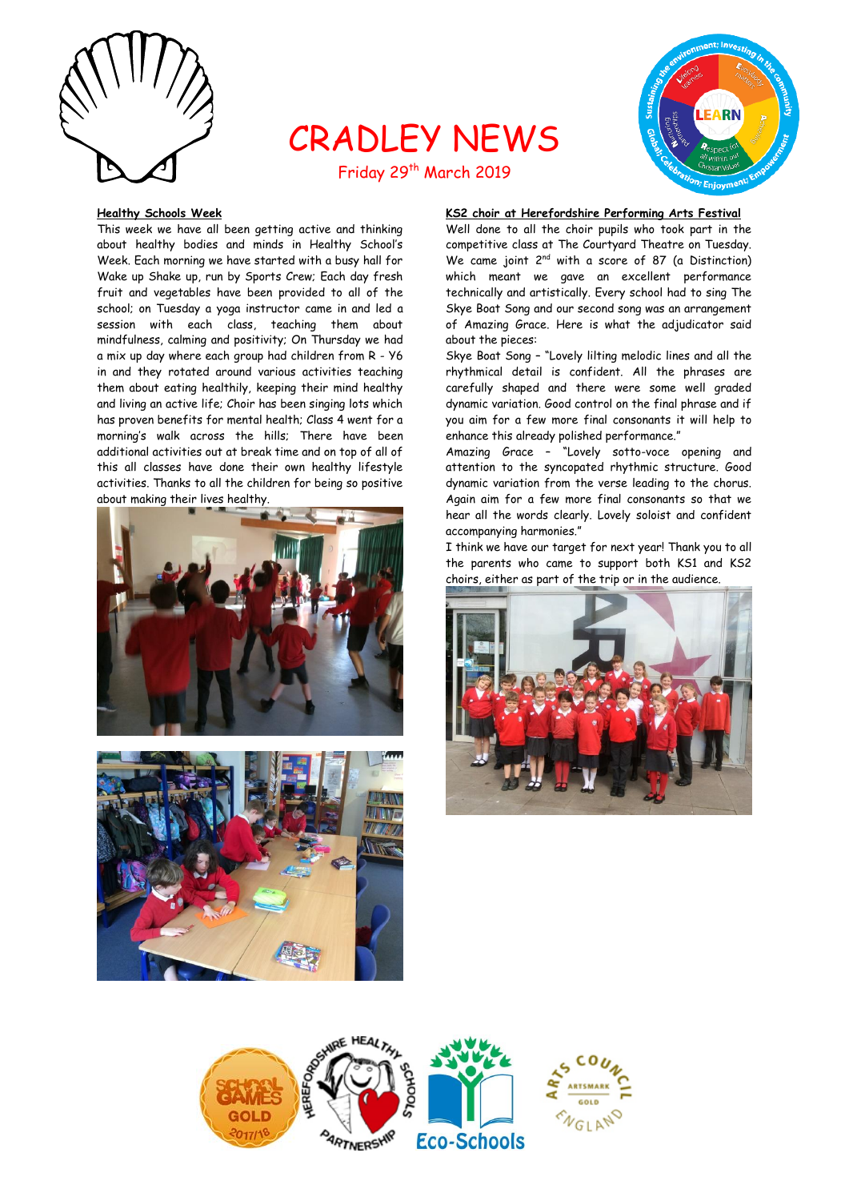# CRADLEY NEWS

Friday 29th March 2019

**Healthy Schools Week**

This week we have all been getting active and thinking about healthy bodies and minds in Healthy School's Week. Each morning we have started with a busy hall for Wake up Shake up, run by Sports Crew; Each day fresh fruit and vegetables have been provided to all of the school; on Tuesday a yoga instructor came in and led a session with each class, teaching them about mindfulness, calming and positivity; On Thursday we had a mix up day where each group had children from R - Y6 in and they rotated around various activities teaching them about eating healthily, keeping their mind healthy and living an active life; Choir has been singing lots which has proven benefits for mental health; Class 4 went for a morning's walk across the hills; There have been additional activities out at break time and on top of all of this all classes have done their own healthy lifestyle activities. Thanks to all the children for being so positive about making their lives healthy.

**KS2 choir at Herefordshire Performing Arts Festival**

Well done to all the choir pupils who took part in the competitive class at The Courtyard Theatre on Tuesday. We came joint 2nd with a score of 87 (a Distinction) which meant we gave an excellent performance technically and artistically. Every school had to sing The Skye Boat Song and our second song was an arrangement of Amazing Grace. Here is what the adjudicator said about the pieces:

Skye Boat Song – "Lovely lilting melodic lines and all the rhythmical detail is confident. All the phrases are carefully shaped and there were some well graded dynamic variation. Good control on the final phrase and if you aim for a few more final consonants it will help to enhance this already polished performance."

Amazing Grace – "Lovely sotto-voce opening and attention to the syncopated rhythmic structure. Good dynamic variation from the verse leading to the chorus. Again aim for a few more final consonants so that we hear all the words clearly. Lovely soloist and confident accompanying harmonies."

I think we have our target for next year! Thank you to all the parents who came to support both KS1 and KS2 choirs, either as part of the trip or in the audience.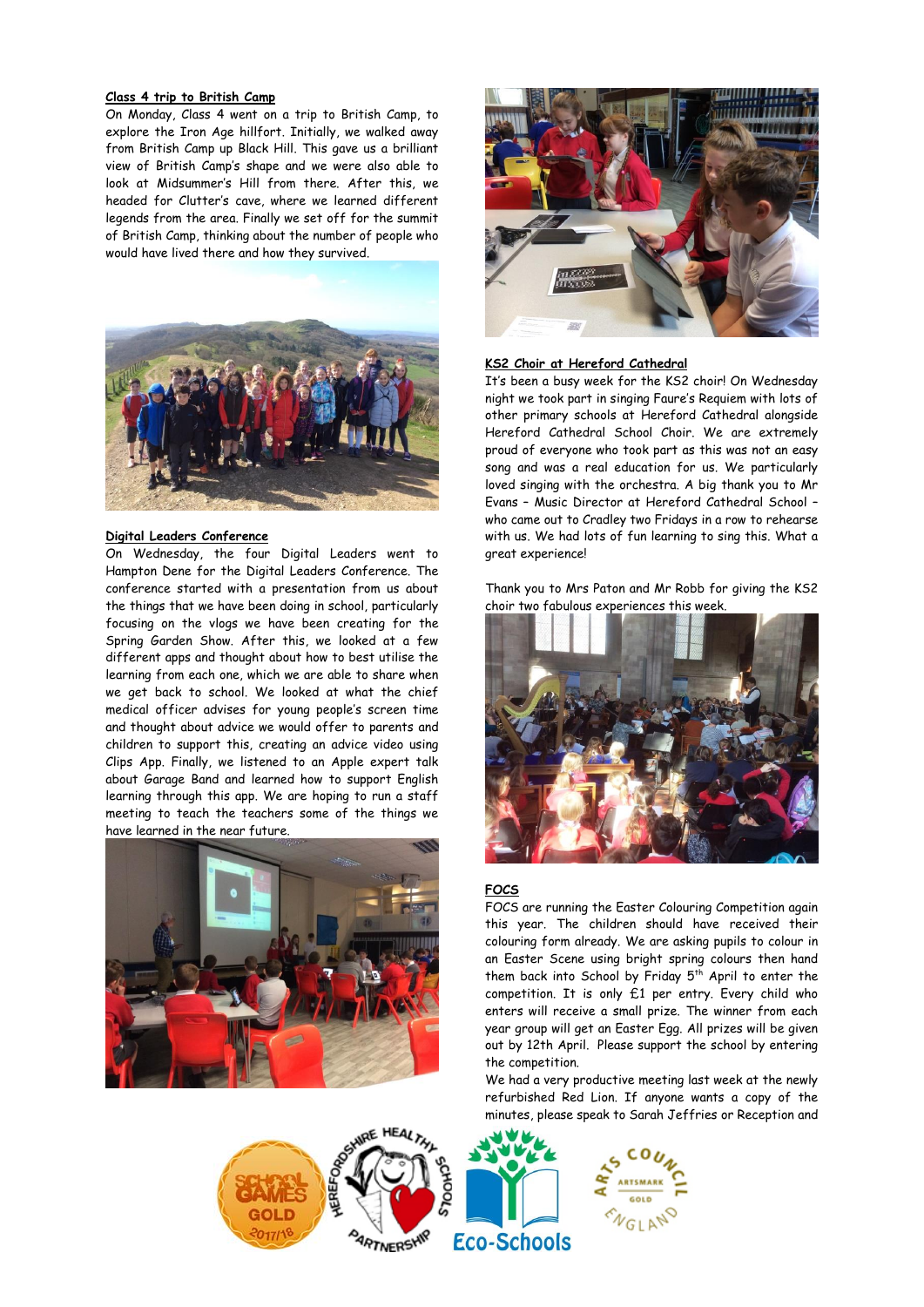**Class 4 trip to British Camp**

On Monday, Class 4 went on a trip to British Camp, to explore the Iron Age hillfort. Initially, we walked away from British Camp up Black Hill. This gave us a brilliant view of British Camp's shape and we were also able to look at Midsummer's Hill from there. After this, we headed for Clutter's cave, where we learned different legends from the area. Finally we set off for the summit of British Camp, thinking about the number of people who would have lived there and how they survived.

**Digital Leaders Conference**

On Wednesday, the four Digital Leaders went to Hampton Dene for the Digital Leaders Conference. The conference started with a presentation from us about the things that we have been doing in school, particularly focusing on the vlogs we have been creating for the Spring Garden Show. After this, we looked at a few different apps and thought about how to best utilise the learning from each one, which we are able to share when we get back to school. We looked at what the chief medical officer advises for young people's screen time and thought about advice we would offer to parents and children to support this, creating an advice video using Clips App. Finally, we listened to an Apple expert talk about Garage Band and learned how to support English learning through this app. We are hoping to run a staff meeting to teach the teachers some of the things we have learned in the near future.

**KS2 Choir at Hereford Cathedral**

It's been a busy week for the KS2 choir! On Wednesday night we took part in singing Faure's Requiem with lots of other primary schools at Hereford Cathedral alongside Hereford Cathedral School Choir. We are extremely proud of everyone who took part as this was not an easy song and was a real education for us. We particularly loved singing with the orchestra. A big thank you to Mr Evans – Music Director at Hereford Cathedral School – who came out to Cradley two Fridays in a row to rehearse with us. We had lots of fun learning to sing this. What a great experience!

Thank you to Mrs Paton and Mr Robb for giving the KS2 choir two fabulous experiences this week.

**FOCS**

FOCS are running the Easter Colouring Competition again this year. The children should have received their colouring form already. We are asking pupils to colour in an Easter Scene using bright spring colours then hand them back into School by Friday 5th April to enter the competition. It is only £1 per entry. Every child who enters will receive a small prize. The winner from each year group will get an Easter Egg. All prizes will be given out by 12th April. Please support the school by entering the competition.

We had a very productive meeting last week at the newly refurbished Red Lion. If anyone wants a copy of the minutes, please speak to Sarah Jeffries or Reception and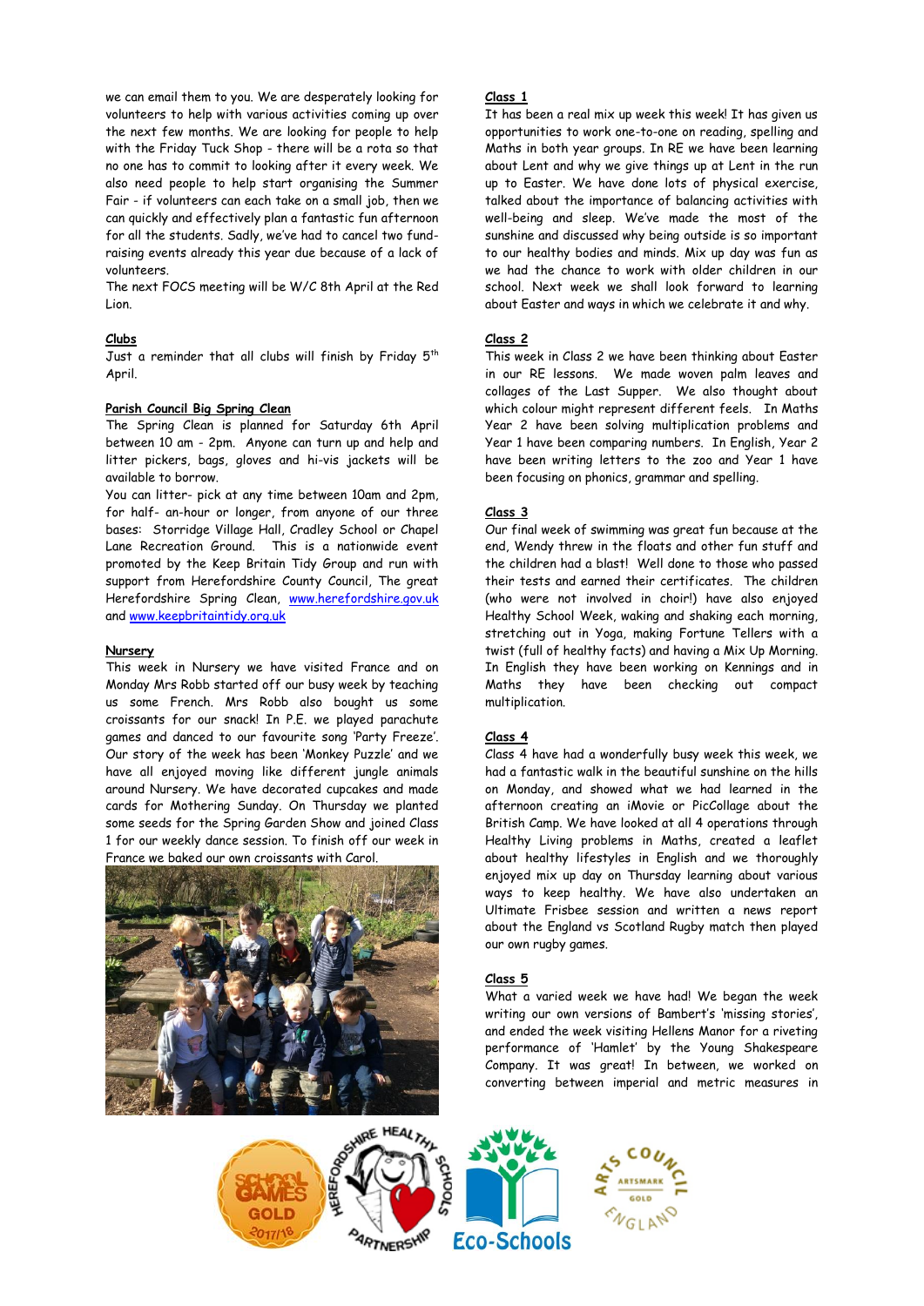we can email them to you. We are desperately looking for volunteers to help with various activities coming up over the next few months. We are looking for people to help with the Friday Tuck Shop - there will be a rota so that no one has to commit to looking after it every week. We also need people to help start organising the Summer Fair - if volunteers can each take on a small job, then we can quickly and effectively plan a fantastic fun afternoon for all the students. Sadly, we've had to cancel two fund-raising events already this year due because of a lack of volunteers.

The next FOCS meeting will be W/C 8th April at the Red Lion.

**Clubs**

Just a reminder that all clubs will finish by Friday 5th April.

**Parish Council Big Spring Clean**

The Spring Clean is planned for Saturday 6th April between 10 am - 2pm. Anyone can turn up and help and litter pickers, bags, gloves and hi-vis jackets will be available to borrow.

You can litter- pick at any time between 10am and 2pm, for half- an-hour or longer, from anyone of our three bases: Storridge Village Hall, Cradley School or Chapel Lane Recreation Ground. This is a nationwide event promoted by the Keep Britain Tidy Group and run with support from Herefordshire County Council, The great Herefordshire Spring Clean, www.herefordshire.gov.uk and www.keepbritaintidy.org.uk

**Nursery**

This week in Nursery we have visited France and on Monday Mrs Robb started off our busy week by teaching us some French. Mrs Robb also bought us some croissants for our snack! In P.E. we played parachute games and danced to our favourite song 'Party Freeze'. Our story of the week has been 'Monkey Puzzle' and we have all enjoyed moving like different jungle animals around Nursery. We have decorated cupcakes and made cards for Mothering Sunday. On Thursday we planted some seeds for the Spring Garden Show and joined Class 1 for our weekly dance session. To finish off our week in France we baked our own croissants with Carol.

**Class 1**

It has been a real mix up week this week! It has given us opportunities to work one-to-one on reading, spelling and Maths in both year groups. In RE we have been learning about Lent and why we give things up at Lent in the run up to Easter. We have done lots of physical exercise, talked about the importance of balancing activities with well-being and sleep. We've made the most of the sunshine and discussed why being outside is so important to our healthy bodies and minds. Mix up day was fun as we had the chance to work with older children in our school. Next week we shall look forward to learning about Easter and ways in which we celebrate it and why.

**Class 2**

This week in Class 2 we have been thinking about Easter in our RE lessons. We made woven palm leaves and collages of the Last Supper. We also thought about which colour might represent different feels. In Maths Year 2 have been solving multiplication problems and Year 1 have been comparing numbers. In English, Year 2 have been writing letters to the zoo and Year 1 have been focusing on phonics, grammar and spelling.

**Class 3**

Our final week of swimming was great fun because at the end, Wendy threw in the floats and other fun stuff and the children had a blast! Well done to those who passed their tests and earned their certificates. The children (who were not involved in choir!) have also enjoyed Healthy School Week, waking and shaking each morning, stretching out in Yoga, making Fortune Tellers with a twist (full of healthy facts) and having a Mix Up Morning. In English they have been working on Kennings and in Maths they have been checking out compact multiplication.

**Class 4**

Class 4 have had a wonderfully busy week this week, we had a fantastic walk in the beautiful sunshine on the hills on Monday, and showed what we had learned in the afternoon creating an iMovie or PicCollage about the British Camp. We have looked at all 4 operations through Healthy Living problems in Maths, created a leaflet about healthy lifestyles in English and we thoroughly enjoyed mix up day on Thursday learning about various ways to keep healthy. We have also undertaken an Ultimate Frisbee session and written a news report about the England vs Scotland Rugby match then played our own rugby games.

**Class 5**

What a varied week we have had! We began the week writing our own versions of Bambert's 'missing stories', and ended the week visiting Hellens Manor for a riveting performance of 'Hamlet' by the Young Shakespeare Company. It was great! In between, we worked on converting between imperial and metric measures in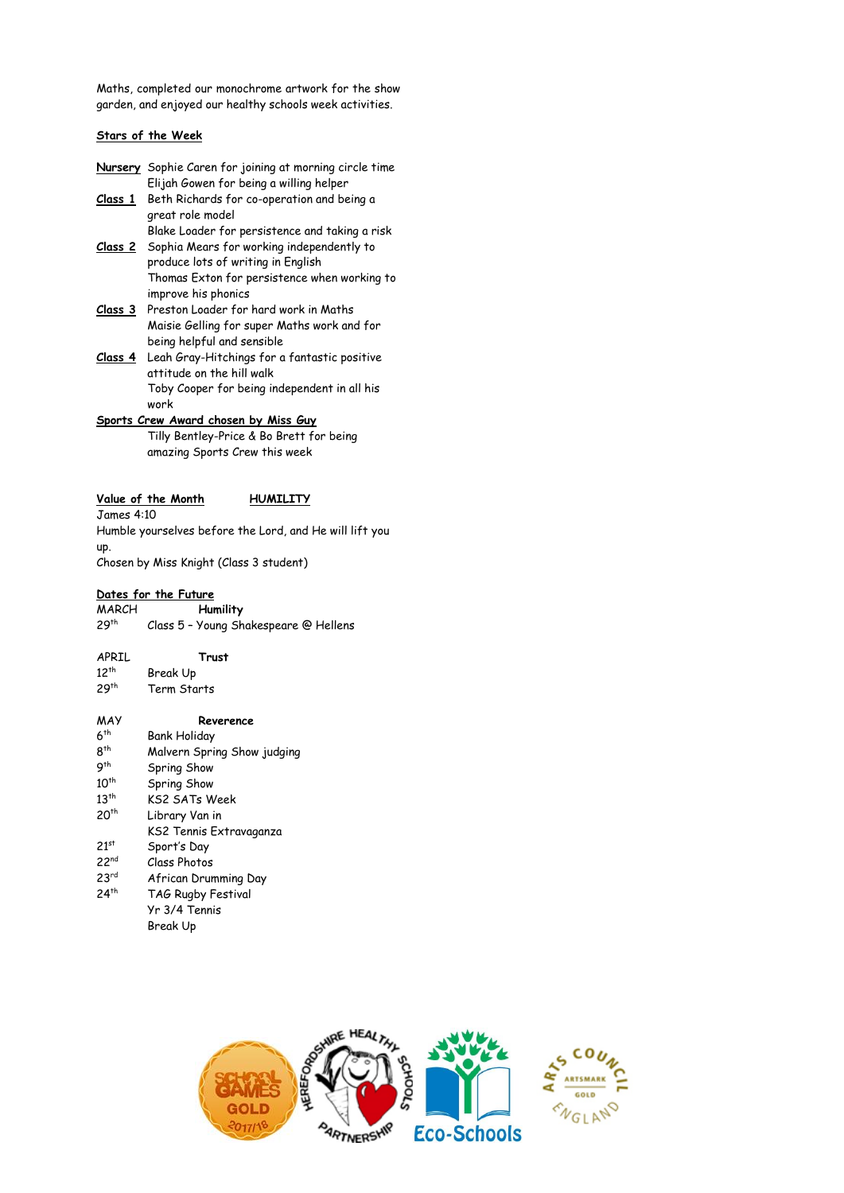Maths, completed our monochrome artwork for the show garden, and enjoyed our healthy schools week activities.

**Stars of the Week**

**Nursery** Sophie Caren for joining at morning circle time
Elijah Gowen for being a willing helper

**Class 1** Beth Richards for co-operation and being a great role model
Blake Loader for persistence and taking a risk

**Class 2** Sophia Mears for working independently to produce lots of writing in English
Thomas Exton for persistence when working to improve his phonics

**Class 3** Preston Loader for hard work in Maths
Maisie Gelling for super Maths work and for being helpful and sensible

**Class 4** Leah Gray-Hitchings for a fantastic positive attitude on the hill walk
Toby Cooper for being independent in all his work

**Sports Crew Award chosen by Miss Guy**
Tilly Bentley-Price & Bo Brett for being amazing Sports Crew this week

**Value of the Month** **HUMILITY**

James 4:10
Humble yourselves before the Lord, and He will lift you up.
Chosen by Miss Knight (Class 3 student)

**Dates for the Future**

| | |
|---|---|
| MARCH | **Humility** |
| 29th | Class 5 – Young Shakespeare @ Hellens |
| | |
| APRIL | **Trust** |
| 12th | Break Up |
| 29th | Term Starts |
| | |
| MAY | **Reverence** |
| 6th | Bank Holiday |
| 8th | Malvern Spring Show judging |
| 9th | Spring Show |
| 10th | Spring Show |
| 13th | KS2 SATs Week |
| 20th | Library Van in |
| | KS2 Tennis Extravaganza |
| 21st | Sport's Day |
| 22nd | Class Photos |
| 23rd | African Drumming Day |
| 24th | TAG Rugby Festival |
| | Yr 3/4 Tennis |
| | Break Up |